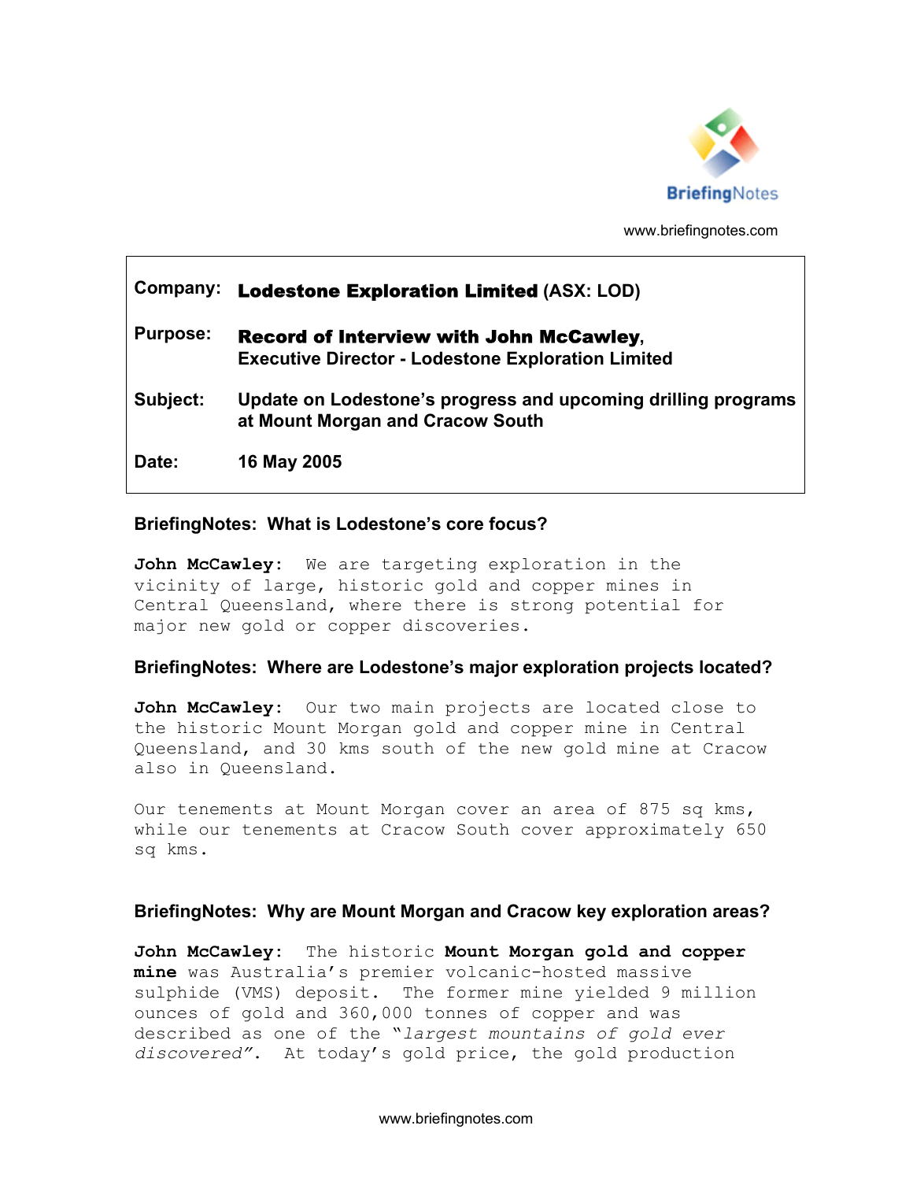BriefingNotes

www.briefingnotes.com

| | |
|---|---|
| **Company:** | **Lodestone Exploration Limited (ASX: LOD)** |
| **Purpose:** | **Record of Interview with John McCawley, Executive Director - Lodestone Exploration Limited** |
| **Subject:** | **Update on Lodestone's progress and upcoming drilling programs at Mount Morgan and Cracow South** |
| **Date:** | **16 May 2005** |

### BriefingNotes: What is Lodestone's core focus?

**John McCawley:** We are targeting exploration in the vicinity of large, historic gold and copper mines in Central Queensland, where there is strong potential for major new gold or copper discoveries.

### BriefingNotes: Where are Lodestone's major exploration projects located?

**John McCawley:** Our two main projects are located close to the historic Mount Morgan gold and copper mine in Central Queensland, and 30 kms south of the new gold mine at Cracow also in Queensland.

Our tenements at Mount Morgan cover an area of 875 sq kms, while our tenements at Cracow South cover approximately 650 sq kms.

### BriefingNotes: Why are Mount Morgan and Cracow key exploration areas?

**John McCawley:** The historic **Mount Morgan gold and copper mine** was Australia's premier volcanic-hosted massive sulphide (VMS) deposit. The former mine yielded 9 million ounces of gold and 360,000 tonnes of copper and was described as one of the "*largest mountains of gold ever discovered*". At today's gold price, the gold production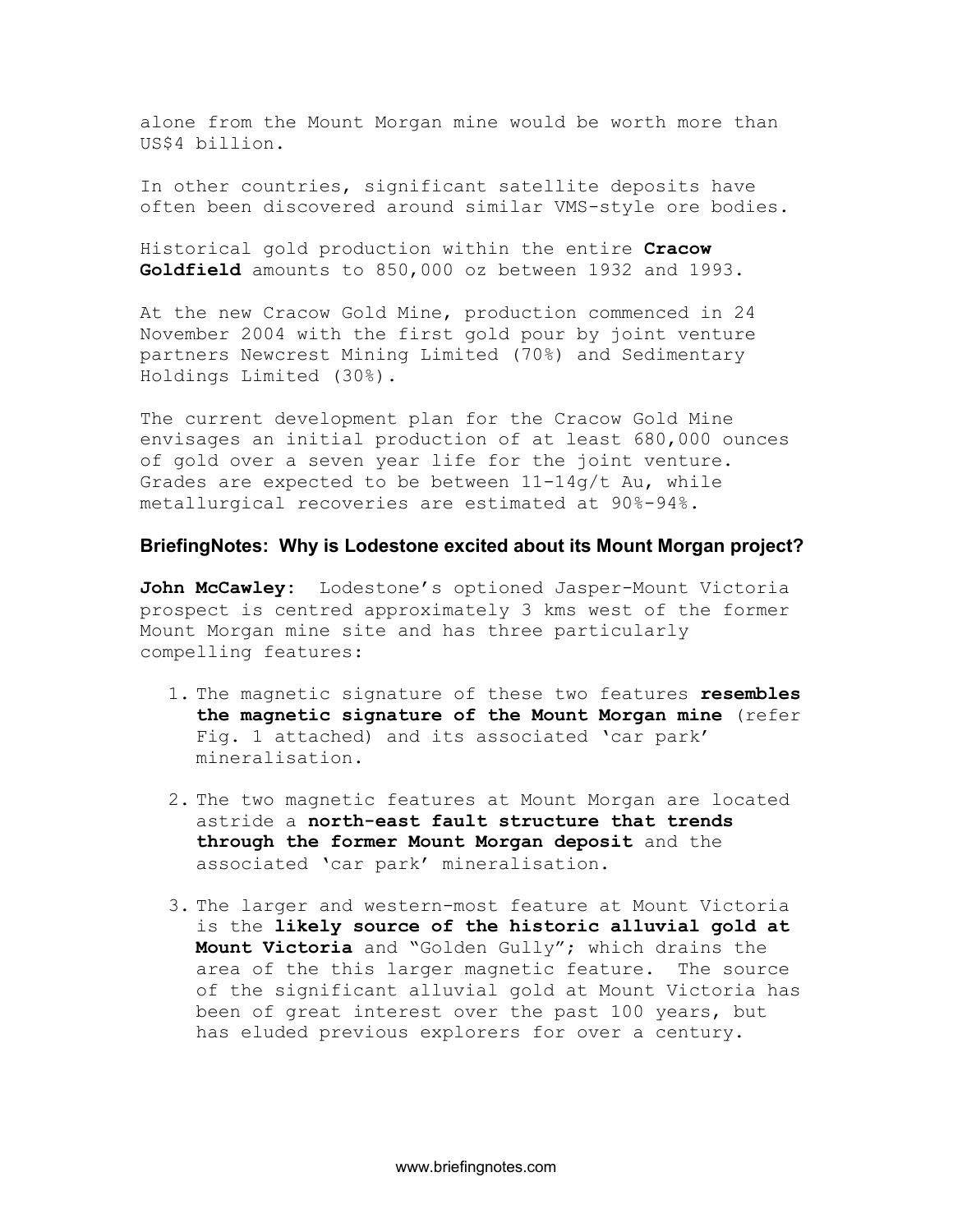alone from the Mount Morgan mine would be worth more than US$4 billion.

In other countries, significant satellite deposits have often been discovered around similar VMS-style ore bodies.

Historical gold production within the entire **Cracow Goldfield** amounts to 850,000 oz between 1932 and 1993.

At the new Cracow Gold Mine, production commenced in 24 November 2004 with the first gold pour by joint venture partners Newcrest Mining Limited (70%) and Sedimentary Holdings Limited (30%).

The current development plan for the Cracow Gold Mine envisages an initial production of at least 680,000 ounces of gold over a seven year life for the joint venture. Grades are expected to be between 11-14g/t Au, while metallurgical recoveries are estimated at 90%-94%.

## BriefingNotes: Why is Lodestone excited about its Mount Morgan project?

**John McCawley:** Lodestone's optioned Jasper-Mount Victoria prospect is centred approximately 3 kms west of the former Mount Morgan mine site and has three particularly compelling features:

1. The magnetic signature of these two features **resembles the magnetic signature of the Mount Morgan mine** (refer Fig. 1 attached) and its associated 'car park' mineralisation.

2. The two magnetic features at Mount Morgan are located astride a **north-east fault structure that trends through the former Mount Morgan deposit** and the associated 'car park' mineralisation.

3. The larger and western-most feature at Mount Victoria is the **likely source of the historic alluvial gold at Mount Victoria** and "Golden Gully"; which drains the area of the this larger magnetic feature. The source of the significant alluvial gold at Mount Victoria has been of great interest over the past 100 years, but has eluded previous explorers for over a century.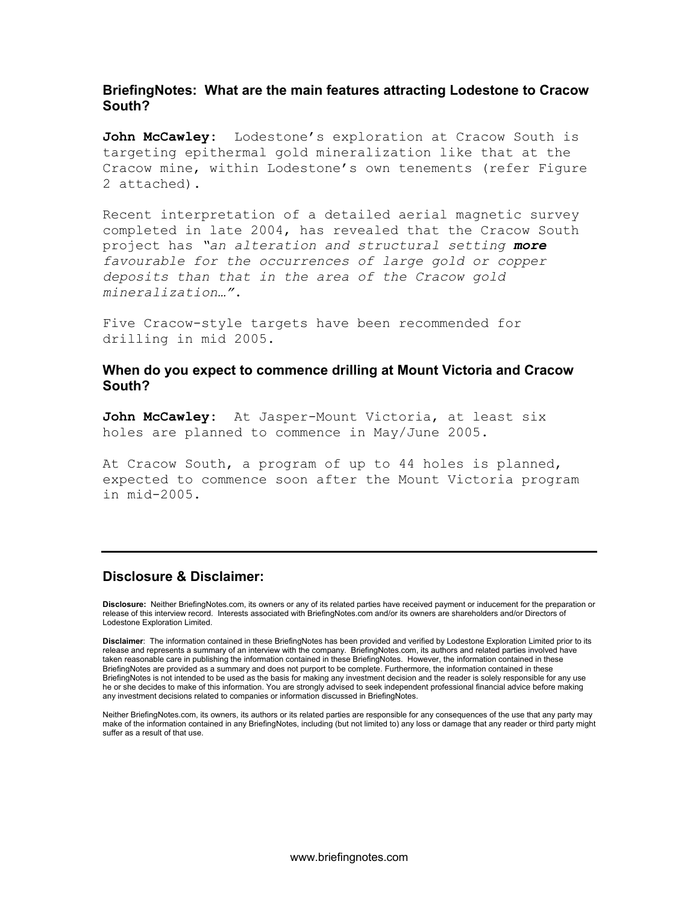### BriefingNotes: What are the main features attracting Lodestone to Cracow South?

**John McCawley:** Lodestone's exploration at Cracow South is targeting epithermal gold mineralization like that at the Cracow mine, within Lodestone's own tenements (refer Figure 2 attached).

Recent interpretation of a detailed aerial magnetic survey completed in late 2004, has revealed that the Cracow South project has *"an alteration and structural setting* ***more*** *favourable for the occurrences of large gold or copper deposits than that in the area of the Cracow gold mineralization…"*.

Five Cracow-style targets have been recommended for drilling in mid 2005.

### When do you expect to commence drilling at Mount Victoria and Cracow South?

**John McCawley:** At Jasper-Mount Victoria, at least six holes are planned to commence in May/June 2005.

At Cracow South, a program of up to 44 holes is planned, expected to commence soon after the Mount Victoria program in mid-2005.

---

### Disclosure & Disclaimer:

**Disclosure:** Neither BriefingNotes.com, its owners or any of its related parties have received payment or inducement for the preparation or release of this interview record. Interests associated with BriefingNotes.com and/or its owners are shareholders and/or Directors of Lodestone Exploration Limited.

**Disclaimer**: The information contained in these BriefingNotes has been provided and verified by Lodestone Exploration Limited prior to its release and represents a summary of an interview with the company. BriefingNotes.com, its authors and related parties involved have taken reasonable care in publishing the information contained in these BriefingNotes. However, the information contained in these BriefingNotes are provided as a summary and does not purport to be complete. Furthermore, the information contained in these BriefingNotes is not intended to be used as the basis for making any investment decision and the reader is solely responsible for any use he or she decides to make of this information. You are strongly advised to seek independent professional financial advice before making any investment decisions related to companies or information discussed in BriefingNotes.

Neither BriefingNotes.com, its owners, its authors or its related parties are responsible for any consequences of the use that any party may make of the information contained in any BriefingNotes, including (but not limited to) any loss or damage that any reader or third party might suffer as a result of that use.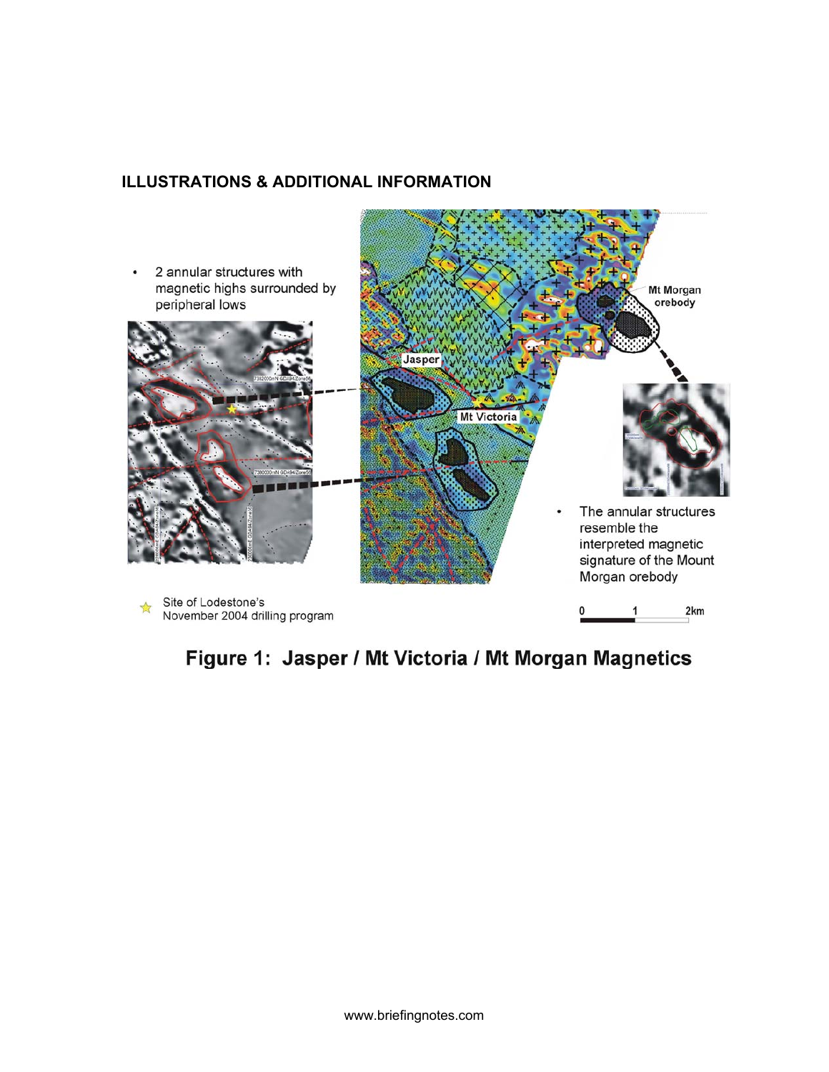## ILLUSTRATIONS & ADDITIONAL INFORMATION

- 2 annular structures with magnetic highs surrounded by peripheral lows

- The annular structures resemble the interpreted magnetic signature of the Mount Morgan orebody

☆ Site of Lodestone's November 2004 drilling program

**Figure 1: Jasper / Mt Victoria / Mt Morgan Magnetics**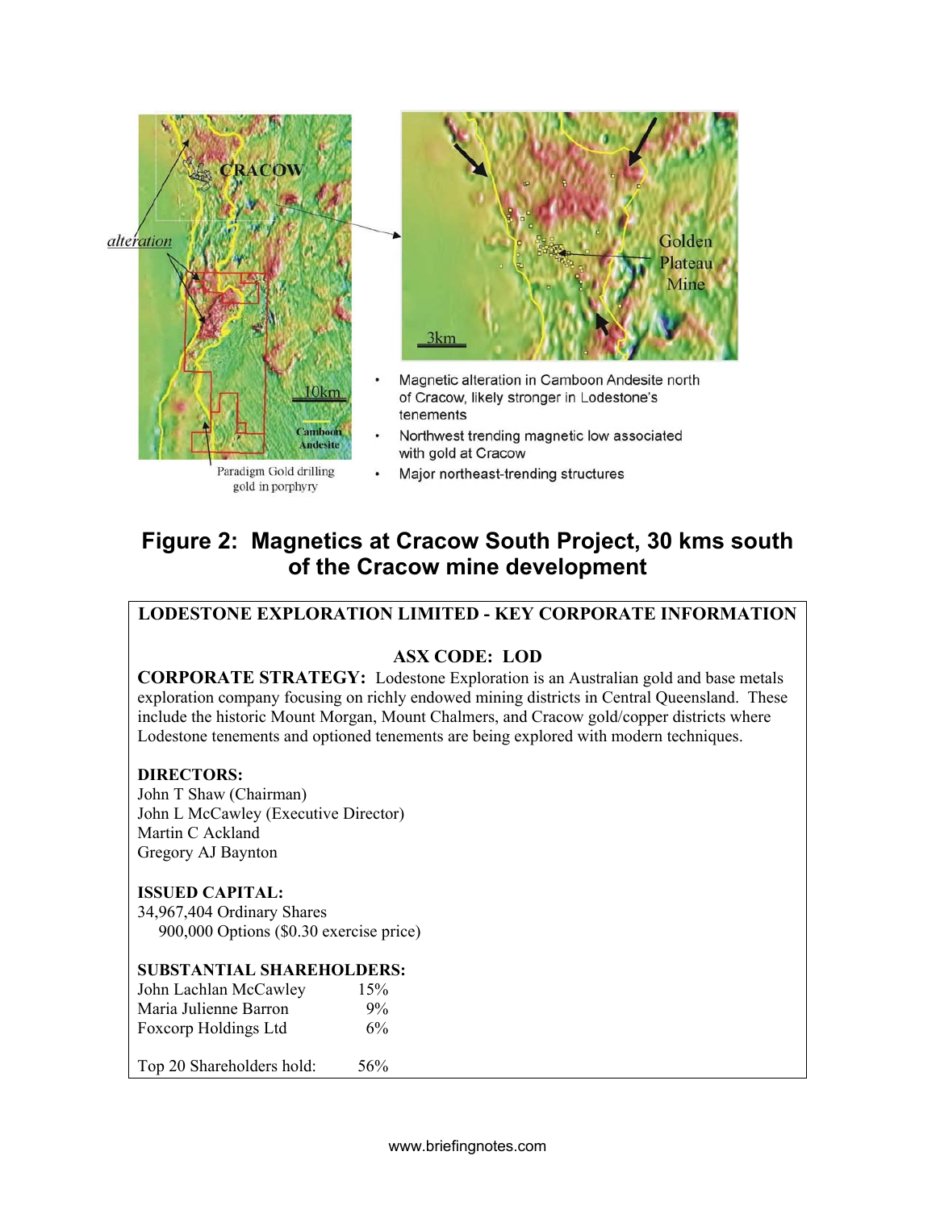CRACOW

alteration

10km

Camboon Andesite

Paradigm Gold drilling gold in porphyry

Golden Plateau Mine

3km

- Magnetic alteration in Camboon Andesite north of Cracow, likely stronger in Lodestone's tenements
- Northwest trending magnetic low associated with gold at Cracow
- Major northeast-trending structures

## Figure 2: Magnetics at Cracow South Project, 30 kms south of the Cracow mine development

**LODESTONE EXPLORATION LIMITED - KEY CORPORATE INFORMATION**

**ASX CODE: LOD**

**CORPORATE STRATEGY:** Lodestone Exploration is an Australian gold and base metals exploration company focusing on richly endowed mining districts in Central Queensland. These include the historic Mount Morgan, Mount Chalmers, and Cracow gold/copper districts where Lodestone tenements and optioned tenements are being explored with modern techniques.

**DIRECTORS:**
John T Shaw (Chairman)
John L McCawley (Executive Director)
Martin C Ackland
Gregory AJ Baynton

**ISSUED CAPITAL:**
34,967,404 Ordinary Shares
900,000 Options ($0.30 exercise price)

**SUBSTANTIAL SHAREHOLDERS:**

| | |
|---|---|
| John Lachlan McCawley | 15% |
| Maria Julienne Barron | 9% |
| Foxcorp Holdings Ltd | 6% |
| Top 20 Shareholders hold: | 56% |

www.briefingnotes.com